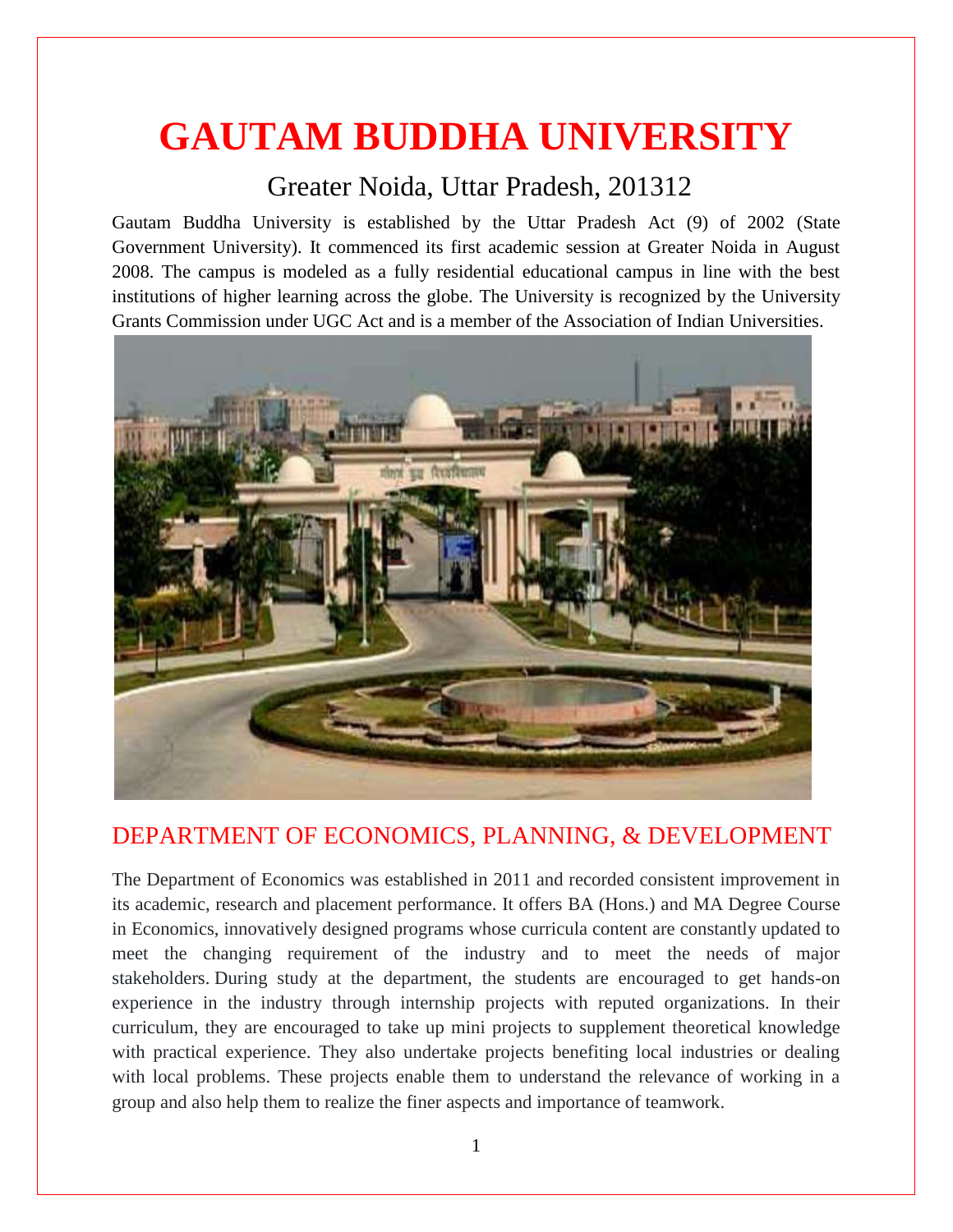# GAUTAM BUDDHA UNIVERSITY

Greater Noida, Uttar Pradesh, 201312

Gautam Buddha University is established by the Uttar Pradesh Act (9) of 2002 (State Government University). It commenced its first academic session at Greater Noida in August 2008. The campus is modeled as a fully residential educational campus in line with the best institutions of higher learning across the globe. The University is recognized by the University Grants Commission under UGC Act and is a member of the Association of Indian Universities.

## DEPARTMENT OF ECONOMICS, PLANNING, & DEVELOPMENT

The Department of Economics was established in 2011 and recorded consistent improvement in its academic, research and placement performance. It offers BA (Hons.) and MA Degree Course in Economics, innovatively designed programs whose curricula content are constantly updated to meet the changing requirement of the industry and to meet the needs of major stakeholders. During study at the department, the students are encouraged to get hands-on experience in the industry through internship projects with reputed organizations. In their curriculum, they are encouraged to take up mini projects to supplement theoretical knowledge with practical experience. They also undertake projects benefiting local industries or dealing with local problems. These projects enable them to understand the relevance of working in a group and also help them to realize the finer aspects and importance of teamwork.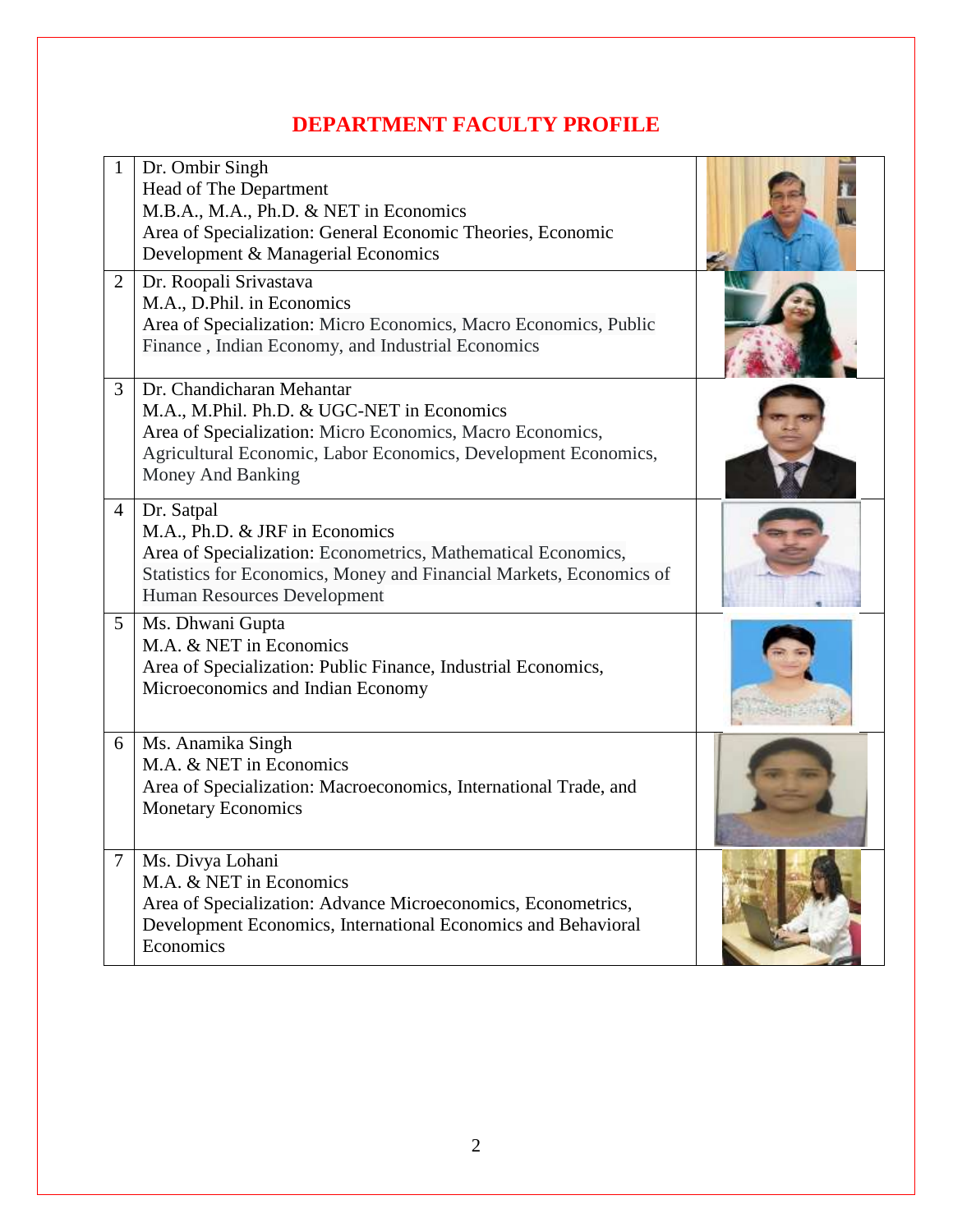# DEPARTMENT FACULTY PROFILE

| | | |
|---|---|---|
| 1 | Dr. Ombir Singh<br>Head of The Department<br>M.B.A., M.A., Ph.D. & NET in Economics<br>Area of Specialization: General Economic Theories, Economic Development & Managerial Economics | |
| 2 | Dr. Roopali Srivastava<br>M.A., D.Phil. in Economics<br>Area of Specialization: Micro Economics, Macro Economics, Public Finance , Indian Economy, and Industrial Economics | |
| 3 | Dr. Chandicharan Mehantar<br>M.A., M.Phil. Ph.D. & UGC-NET in Economics<br>Area of Specialization: Micro Economics, Macro Economics, Agricultural Economic, Labor Economics, Development Economics, Money And Banking | |
| 4 | Dr. Satpal<br>M.A., Ph.D. & JRF in Economics<br>Area of Specialization: Econometrics, Mathematical Economics, Statistics for Economics, Money and Financial Markets, Economics of Human Resources Development | |
| 5 | Ms. Dhwani Gupta<br>M.A. & NET in Economics<br>Area of Specialization: Public Finance, Industrial Economics, Microeconomics and Indian Economy | |
| 6 | Ms. Anamika Singh<br>M.A. & NET in Economics<br>Area of Specialization: Macroeconomics, International Trade, and Monetary Economics | |
| 7 | Ms. Divya Lohani<br>M.A. & NET in Economics<br>Area of Specialization: Advance Microeconomics, Econometrics, Development Economics, International Economics and Behavioral Economics | |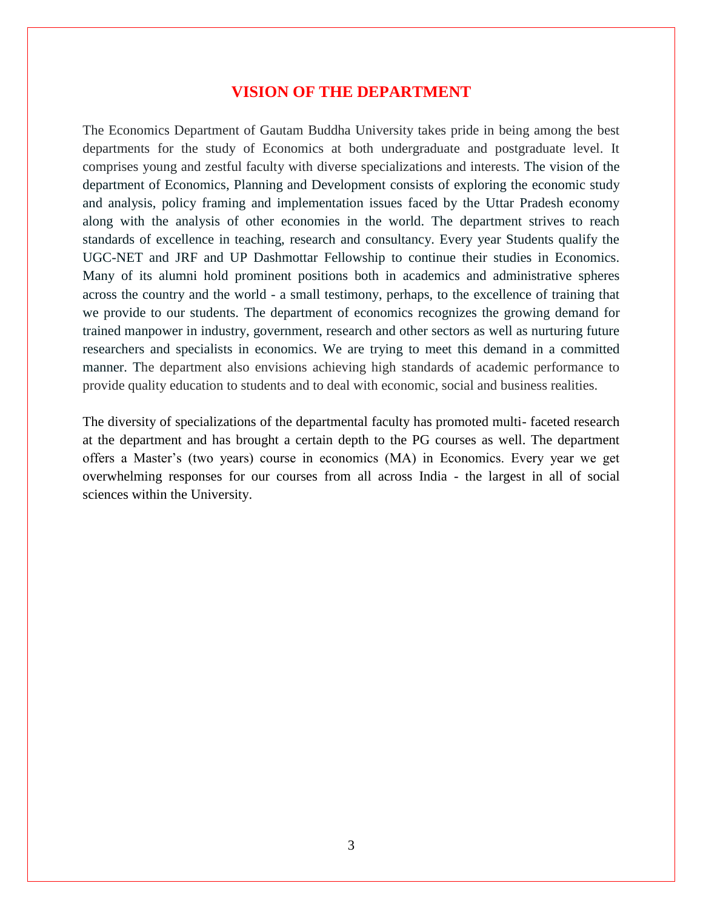# VISION OF THE DEPARTMENT

The Economics Department of Gautam Buddha University takes pride in being among the best departments for the study of Economics at both undergraduate and postgraduate level. It comprises young and zestful faculty with diverse specializations and interests. The vision of the department of Economics, Planning and Development consists of exploring the economic study and analysis, policy framing and implementation issues faced by the Uttar Pradesh economy along with the analysis of other economies in the world. The department strives to reach standards of excellence in teaching, research and consultancy. Every year Students qualify the UGC-NET and JRF and UP Dashmottar Fellowship to continue their studies in Economics. Many of its alumni hold prominent positions both in academics and administrative spheres across the country and the world - a small testimony, perhaps, to the excellence of training that we provide to our students. The department of economics recognizes the growing demand for trained manpower in industry, government, research and other sectors as well as nurturing future researchers and specialists in economics. We are trying to meet this demand in a committed manner. The department also envisions achieving high standards of academic performance to provide quality education to students and to deal with economic, social and business realities.

The diversity of specializations of the departmental faculty has promoted multi- faceted research at the department and has brought a certain depth to the PG courses as well. The department offers a Master's (two years) course in economics (MA) in Economics. Every year we get overwhelming responses for our courses from all across India - the largest in all of social sciences within the University.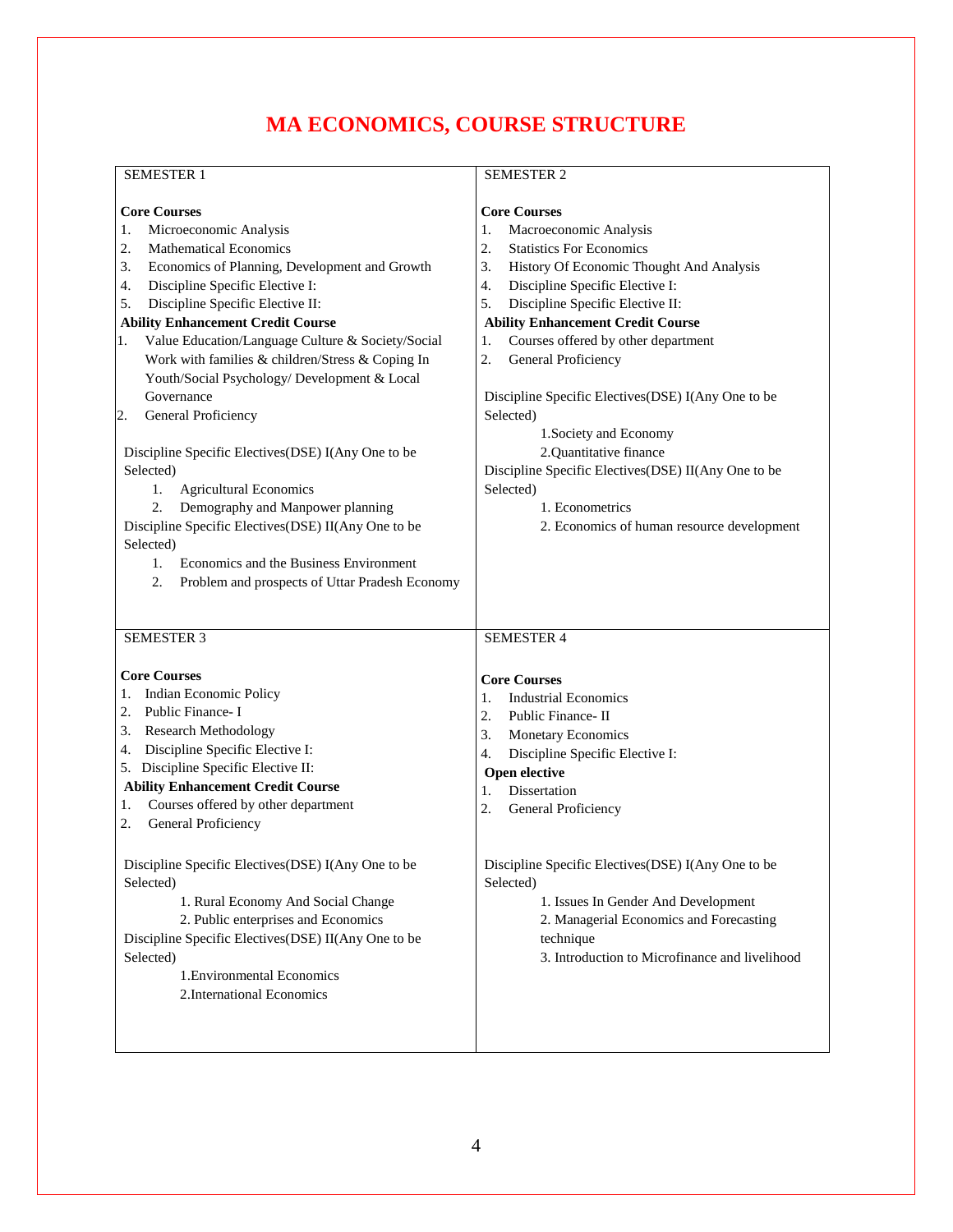# MA ECONOMICS, COURSE STRUCTURE

## SEMESTER 1

**Core Courses**

1. Microeconomic Analysis
2. Mathematical Economics
3. Economics of Planning, Development and Growth
4. Discipline Specific Elective I:
5. Discipline Specific Elective II:

**Ability Enhancement Credit Course**

1. Value Education/Language Culture & Society/Social Work with families & children/Stress & Coping In Youth/Social Psychology/ Development & Local Governance
2. General Proficiency

Discipline Specific Electives(DSE) I(Any One to be Selected)

1. Agricultural Economics
2. Demography and Manpower planning

Discipline Specific Electives(DSE) II(Any One to be Selected)

1. Economics and the Business Environment
2. Problem and prospects of Uttar Pradesh Economy

## SEMESTER 2

**Core Courses**

1. Macroeconomic Analysis
2. Statistics For Economics
3. History Of Economic Thought And Analysis
4. Discipline Specific Elective I:
5. Discipline Specific Elective II:

**Ability Enhancement Credit Course**

1. Courses offered by other department
2. General Proficiency

Discipline Specific Electives(DSE) I(Any One to be Selected)

1. Society and Economy
2. Quantitative finance

Discipline Specific Electives(DSE) II(Any One to be Selected)

1. Econometrics
2. Economics of human resource development

## SEMESTER 3

**Core Courses**

1. Indian Economic Policy
2. Public Finance- I
3. Research Methodology
4. Discipline Specific Elective I:
5. Discipline Specific Elective II:

**Ability Enhancement Credit Course**

1. Courses offered by other department
2. General Proficiency

Discipline Specific Electives(DSE) I(Any One to be Selected)

1. Rural Economy And Social Change
2. Public enterprises and Economics

Discipline Specific Electives(DSE) II(Any One to be Selected)

1. Environmental Economics
2. International Economics

## SEMESTER 4

**Core Courses**

1. Industrial Economics
2. Public Finance- II
3. Monetary Economics
4. Discipline Specific Elective I:

**Open elective**

1. Dissertation
2. General Proficiency

Discipline Specific Electives(DSE) I(Any One to be Selected)

1. Issues In Gender And Development
2. Managerial Economics and Forecasting technique
3. Introduction to Microfinance and livelihood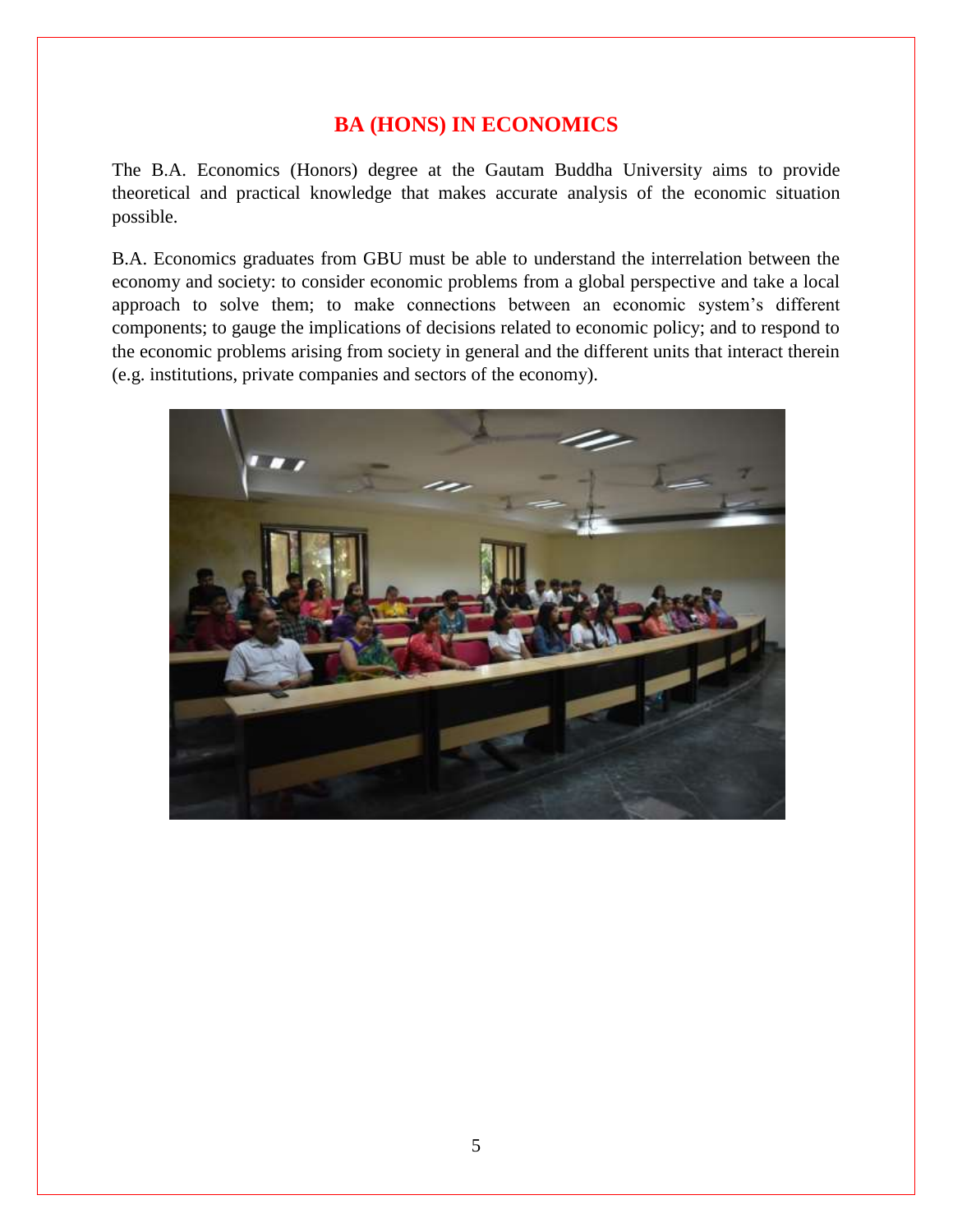# BA (HONS) IN ECONOMICS

The B.A. Economics (Honors) degree at the Gautam Buddha University aims to provide theoretical and practical knowledge that makes accurate analysis of the economic situation possible.

B.A. Economics graduates from GBU must be able to understand the interrelation between the economy and society: to consider economic problems from a global perspective and take a local approach to solve them; to make connections between an economic system's different components; to gauge the implications of decisions related to economic policy; and to respond to the economic problems arising from society in general and the different units that interact therein (e.g. institutions, private companies and sectors of the economy).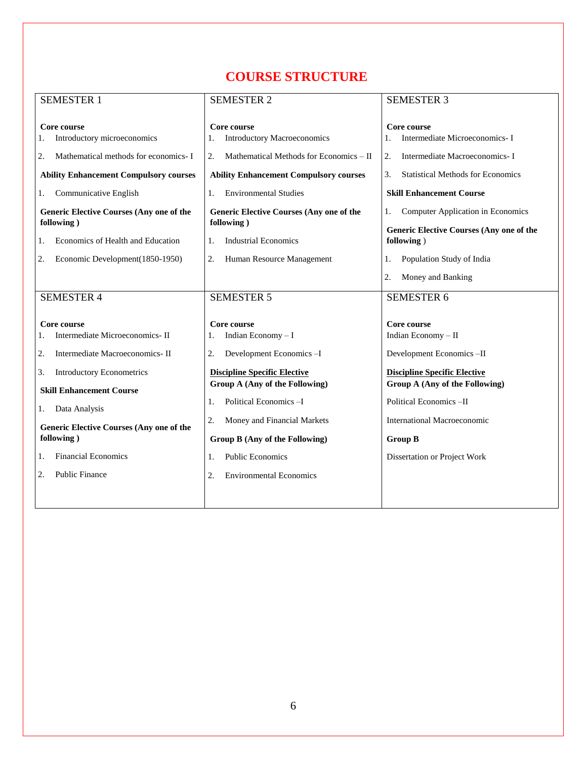# COURSE STRUCTURE

| SEMESTER 1 | SEMESTER 2 | SEMESTER 3 |
|---|---|---|
| **Core course**<br>1. Introductory microeconomics<br>2. Mathematical methods for economics- I<br>**Ability Enhancement Compulsory courses**<br>1. Communicative English<br>**Generic Elective Courses (Any one of the following )**<br>1. Economics of Health and Education<br>2. Economic Development(1850-1950) | **Core course**<br>1. Introductory Macroeconomics<br>2. Mathematical Methods for Economics – II<br>**Ability Enhancement Compulsory courses**<br>1. Environmental Studies<br>**Generic Elective Courses (Any one of the following )**<br>1. Industrial Economics<br>2. Human Resource Management | **Core course**<br>1. Intermediate Microeconomics- I<br>2. Intermediate Macroeconomics- I<br>3. Statistical Methods for Economics<br>**Skill Enhancement Course**<br>1. Computer Application in Economics<br>**Generic Elective Courses (Any one of the following )**<br>1. Population Study of India<br>2. Money and Banking |
| **SEMESTER 4** | **SEMESTER 5** | **SEMESTER 6** |
| **Core course**<br>1. Intermediate Microeconomics- II<br>2. Intermediate Macroeconomics- II<br>3. Introductory Econometrics<br>**Skill Enhancement Course**<br>1. Data Analysis<br>**Generic Elective Courses (Any one of the following )**<br>1. Financial Economics<br>2. Public Finance | **Core course**<br>1. Indian Economy – I<br>2. Development Economics –I<br>**Discipline Specific Elective**<br>**Group A (Any of the Following)**<br>1. Political Economics –I<br>2. Money and Financial Markets<br>**Group B (Any of the Following)**<br>1. Public Economics<br>2. Environmental Economics | **Core course**<br>Indian Economy – II<br>Development Economics –II<br>**Discipline Specific Elective**<br>**Group A (Any of the Following)**<br>Political Economics –II<br>International Macroeconomic<br>**Group B**<br>Dissertation or Project Work |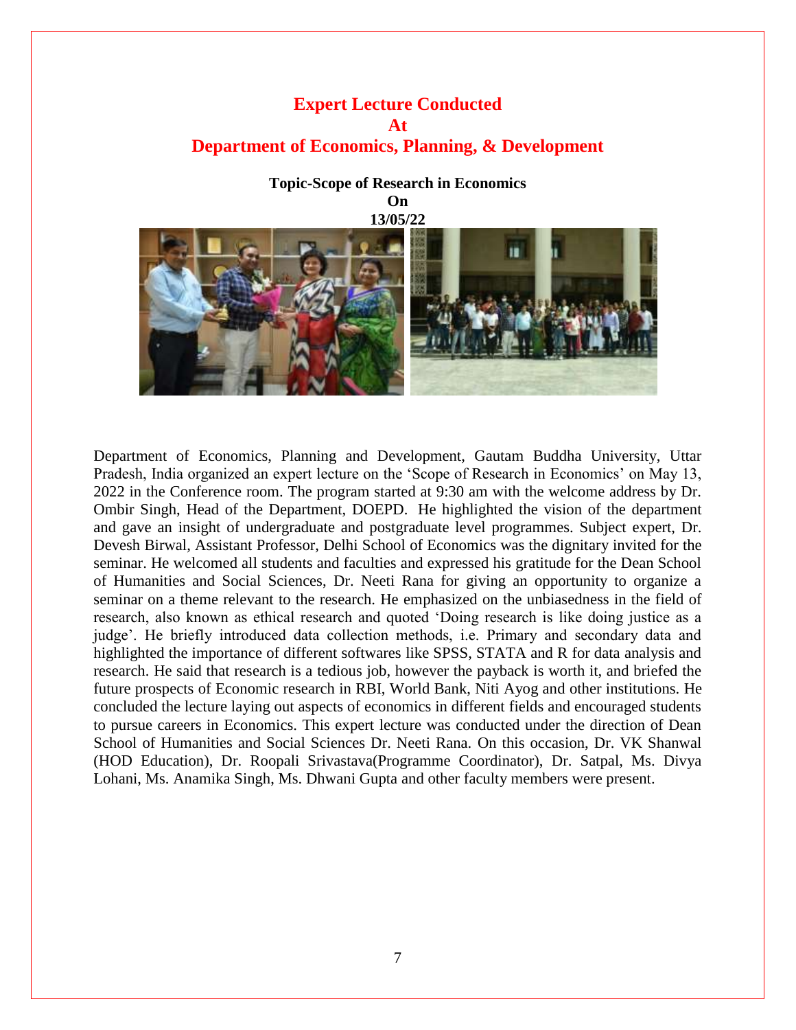# Expert Lecture Conducted At Department of Economics, Planning, & Development

**Topic-Scope of Research in Economics**
**On**
**13/05/22**

Department of Economics, Planning and Development, Gautam Buddha University, Uttar Pradesh, India organized an expert lecture on the 'Scope of Research in Economics' on May 13, 2022 in the Conference room. The program started at 9:30 am with the welcome address by Dr. Ombir Singh, Head of the Department, DOEPD. He highlighted the vision of the department and gave an insight of undergraduate and postgraduate level programmes. Subject expert, Dr. Devesh Birwal, Assistant Professor, Delhi School of Economics was the dignitary invited for the seminar. He welcomed all students and faculties and expressed his gratitude for the Dean School of Humanities and Social Sciences, Dr. Neeti Rana for giving an opportunity to organize a seminar on a theme relevant to the research. He emphasized on the unbiasedness in the field of research, also known as ethical research and quoted 'Doing research is like doing justice as a judge'. He briefly introduced data collection methods, i.e. Primary and secondary data and highlighted the importance of different softwares like SPSS, STATA and R for data analysis and research. He said that research is a tedious job, however the payback is worth it, and briefed the future prospects of Economic research in RBI, World Bank, Niti Ayog and other institutions. He concluded the lecture laying out aspects of economics in different fields and encouraged students to pursue careers in Economics. This expert lecture was conducted under the direction of Dean School of Humanities and Social Sciences Dr. Neeti Rana. On this occasion, Dr. VK Shanwal (HOD Education), Dr. Roopali Srivastava(Programme Coordinator), Dr. Satpal, Ms. Divya Lohani, Ms. Anamika Singh, Ms. Dhwani Gupta and other faculty members were present.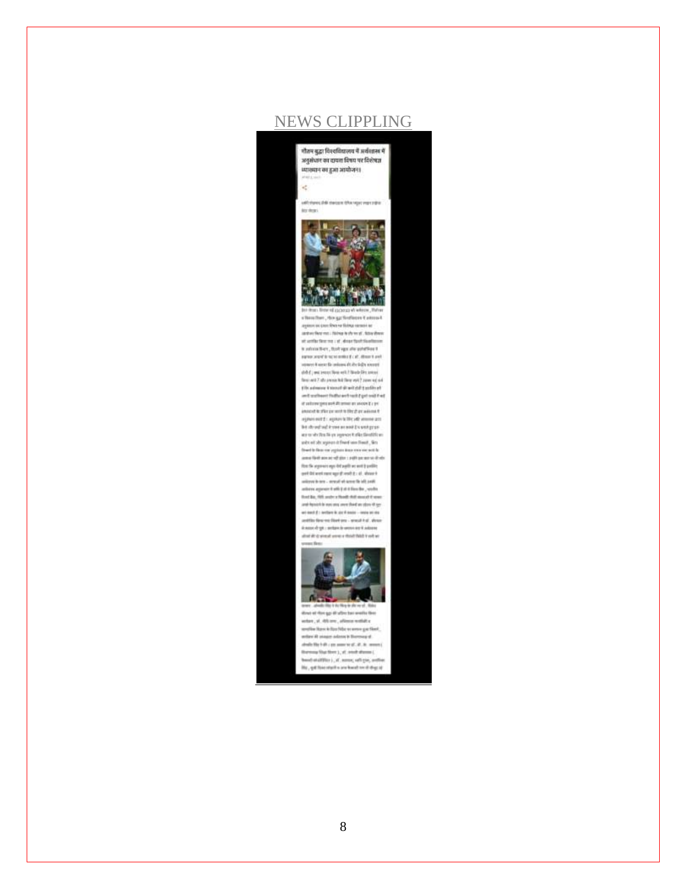NEWS CLIPPLING

गौतम बुद्धा विश्वविद्यालय में अर्थशास्त्र में अनुसंधान का दायरा विषय पर विशेषज्ञ व्याख्यान का हुआ आयोजन।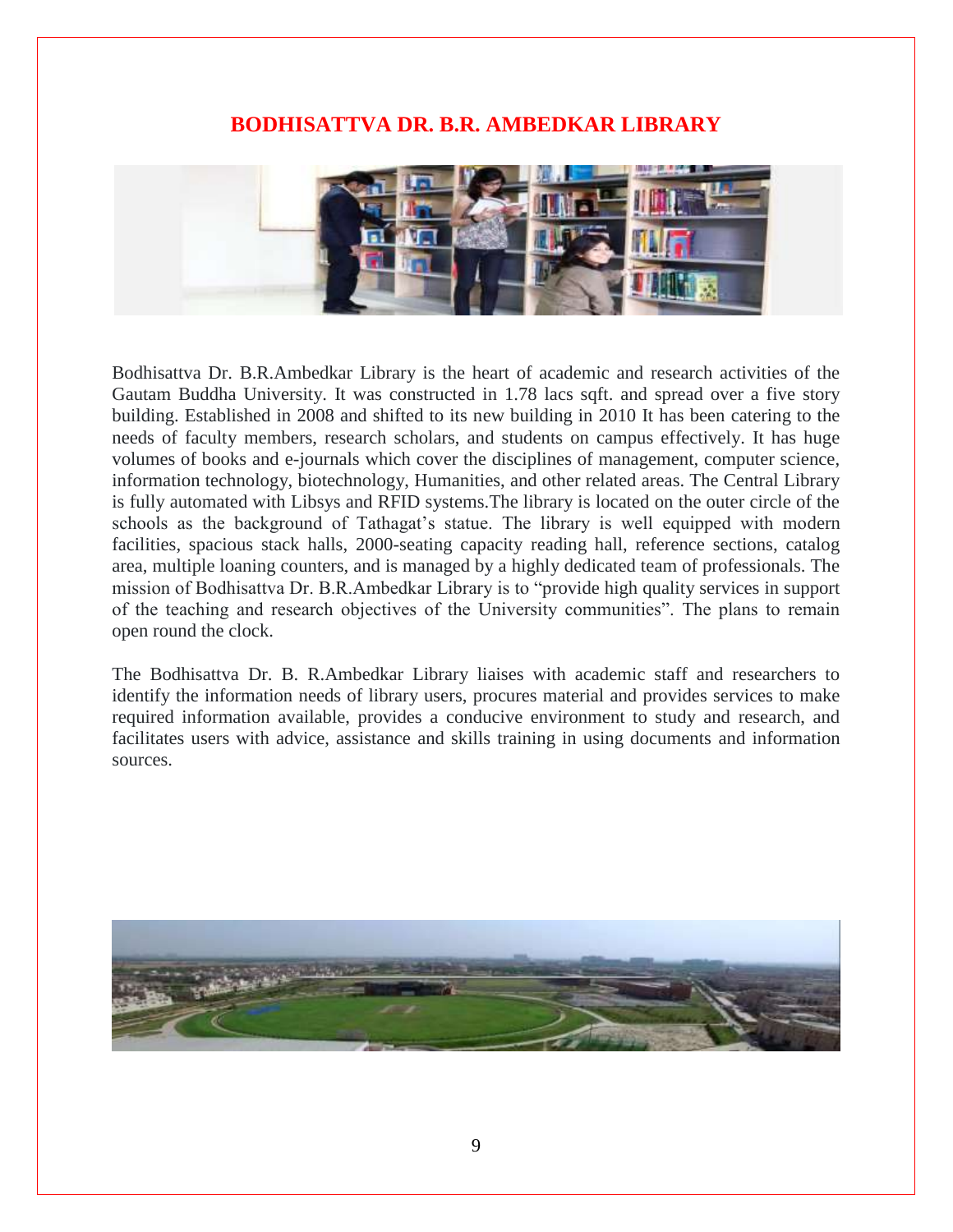# BODHISATTVA DR. B.R. AMBEDKAR LIBRARY

Bodhisattva Dr. B.R.Ambedkar Library is the heart of academic and research activities of the Gautam Buddha University. It was constructed in 1.78 lacs sqft. and spread over a five story building. Established in 2008 and shifted to its new building in 2010 It has been catering to the needs of faculty members, research scholars, and students on campus effectively. It has huge volumes of books and e-journals which cover the disciplines of management, computer science, information technology, biotechnology, Humanities, and other related areas. The Central Library is fully automated with Libsys and RFID systems.The library is located on the outer circle of the schools as the background of Tathagat's statue. The library is well equipped with modern facilities, spacious stack halls, 2000-seating capacity reading hall, reference sections, catalog area, multiple loaning counters, and is managed by a highly dedicated team of professionals. The mission of Bodhisattva Dr. B.R.Ambedkar Library is to "provide high quality services in support of the teaching and research objectives of the University communities". The plans to remain open round the clock.

The Bodhisattva Dr. B. R.Ambedkar Library liaises with academic staff and researchers to identify the information needs of library users, procures material and provides services to make required information available, provides a conducive environment to study and research, and facilitates users with advice, assistance and skills training in using documents and information sources.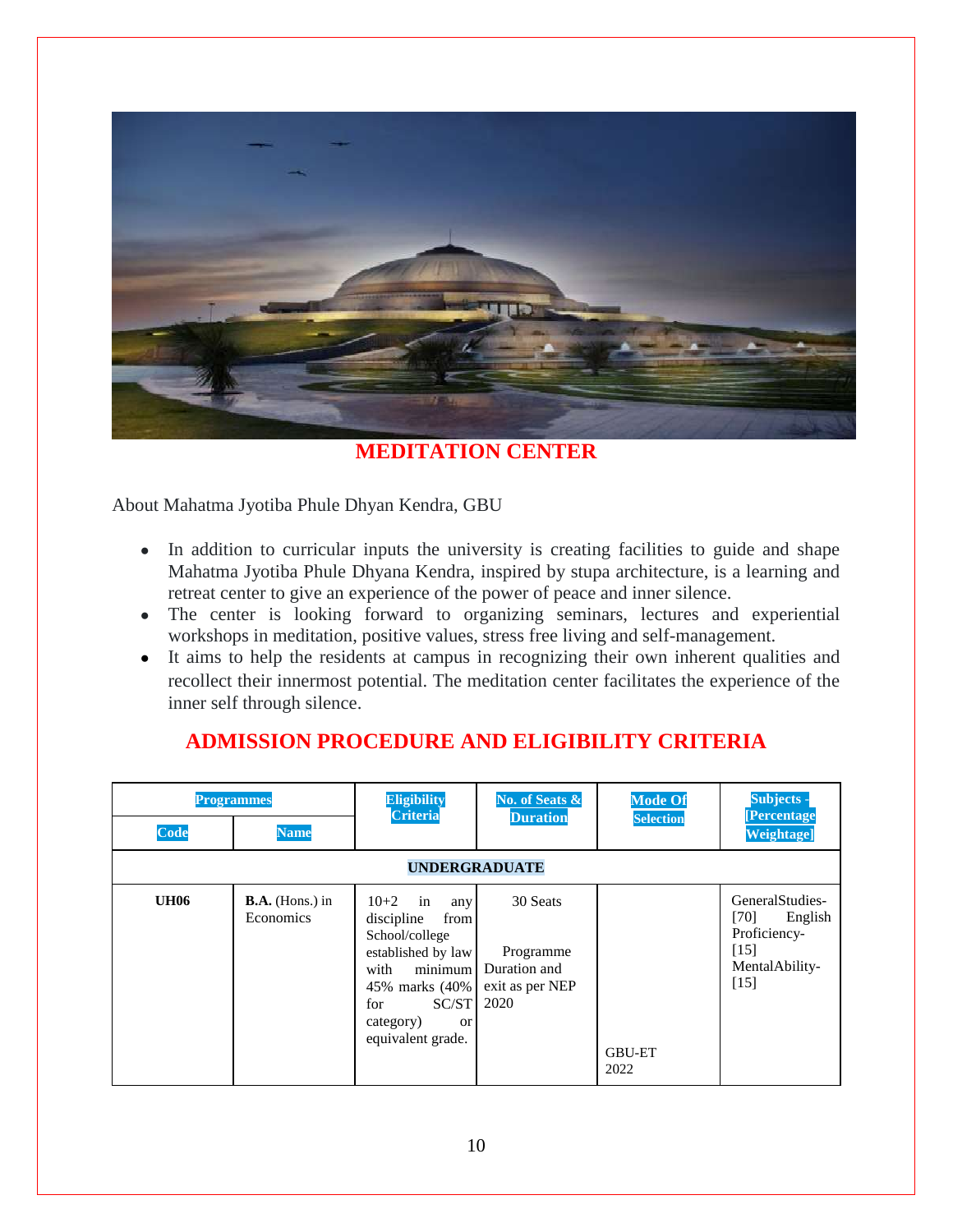## MEDITATION CENTER

About Mahatma Jyotiba Phule Dhyan Kendra, GBU

- In addition to curricular inputs the university is creating facilities to guide and shape Mahatma Jyotiba Phule Dhyana Kendra, inspired by stupa architecture, is a learning and retreat center to give an experience of the power of peace and inner silence.
- The center is looking forward to organizing seminars, lectures and experiential workshops in meditation, positive values, stress free living and self-management.
- It aims to help the residents at campus in recognizing their own inherent qualities and recollect their innermost potential. The meditation center facilitates the experience of the inner self through silence.

## ADMISSION PROCEDURE AND ELIGIBILITY CRITERIA

| Programmes | | Eligibility Criteria | No. of Seats & Duration | Mode Of Selection | Subjects - [Percentage Weightage] |
|---|---|---|---|---|---|
| Code | Name | | | | |
| **UNDERGRADUATE** | | | | | |
| **UH06** | **B.A.** (Hons.) in Economics | 10+2 in any discipline from School/college established by law with minimum 45% marks (40% for SC/ST category) or equivalent grade. | 30 Seats<br><br>Programme Duration and exit as per NEP 2020 | GBU-ET 2022 | GeneralStudies-[70] English Proficiency-[15] MentalAbility-[15] |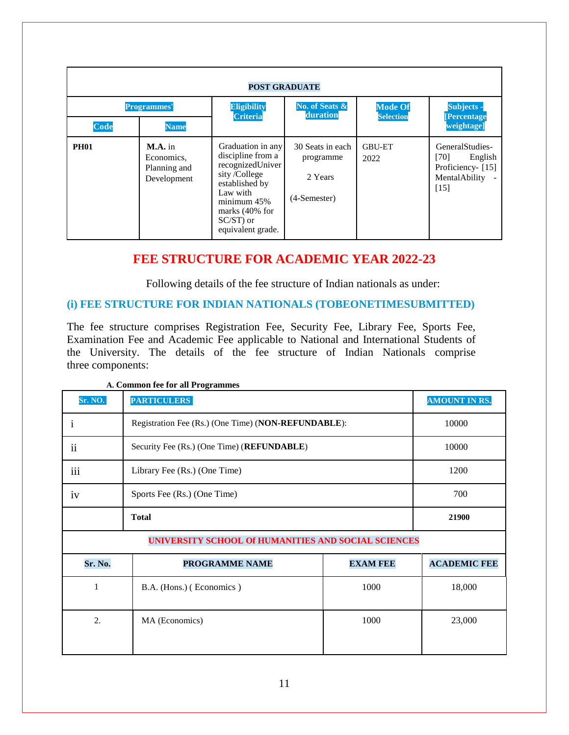| POST GRADUATE | | | | | |
|---|---|---|---|---|---|
| Programmes' | | Eligibility Criteria | No. of Seats & duration | Mode Of Selection | Subjects - [Percentage weightage] |
| Code | Name | | | | |
| **PH01** | **M.A.** in Economics, Planning and Development | Graduation in any discipline from a recognizedUniversity /College established by Law with minimum 45% marks (40% for SC/ST) or equivalent grade. | 30 Seats in each programme<br><br>2 Years<br><br>(4-Semester) | GBU-ET 2022 | GeneralStudies- [70] English Proficiency- [15] MentalAbility - [15] |

## FEE STRUCTURE FOR ACADEMIC YEAR 2022-23

Following details of the fee structure of Indian nationals as under:

### (i) FEE STRUCTURE FOR INDIAN NATIONALS (TOBEONETIMESUBMITTED)

The fee structure comprises Registration Fee, Security Fee, Library Fee, Sports Fee, Examination Fee and Academic Fee applicable to National and International Students of the University. The details of the fee structure of Indian Nationals comprise three components:

**A. Common fee for all Programmes**

| Sr. NO. | PARTICULERS | AMOUNT IN RS. |
|---|---|---|
| i | Registration Fee (Rs.) (One Time) (**NON-REFUNDABLE**): | 10000 |
| ii | Security Fee (Rs.) (One Time) (**REFUNDABLE**) | 10000 |
| iii | Library Fee (Rs.) (One Time) | 1200 |
| iv | Sports Fee (Rs.) (One Time) | 700 |
| | **Total** | **21900** |

| UNIVERSITY SCHOOL Of HUMANITIES AND SOCIAL SCIENCES | | | |
|---|---|---|---|
| **Sr. No.** | **PROGRAMME NAME** | **EXAM FEE** | **ACADEMIC FEE** |
| 1 | B.A. (Hons.) ( Economics ) | 1000 | 18,000 |
| 2. | MA (Economics) | 1000 | 23,000 |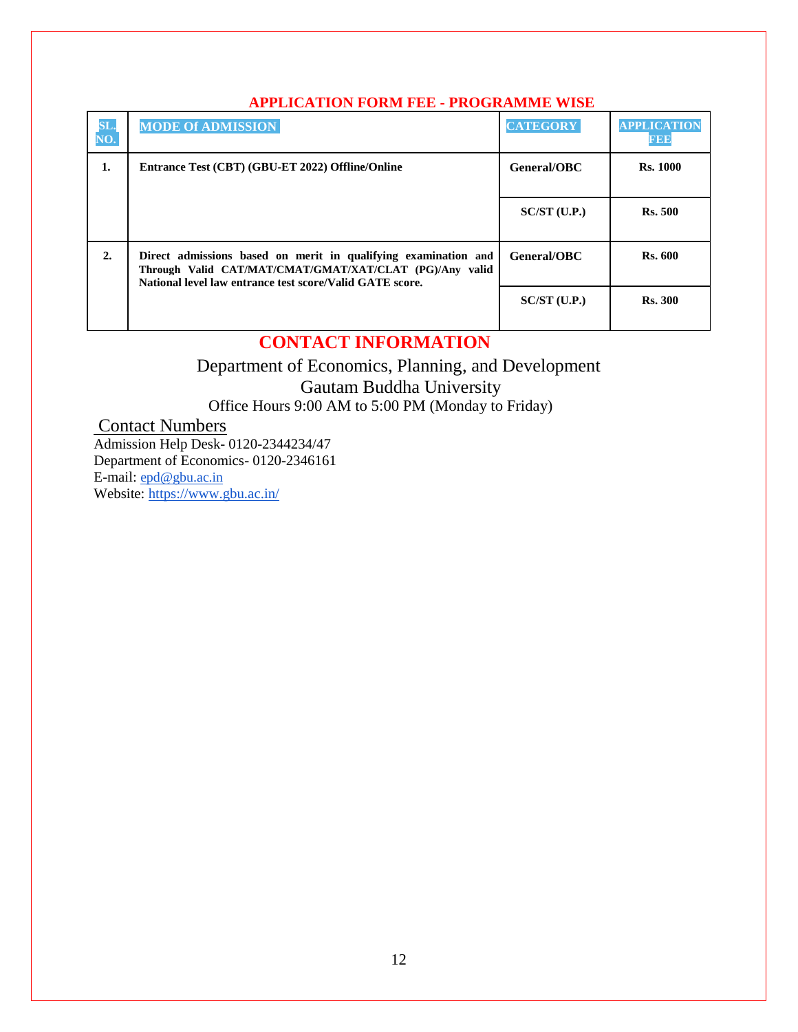## APPLICATION FORM FEE - PROGRAMME WISE

| SL. NO. | MODE Of ADMISSION | CATEGORY | APPLICATION FEE |
|---|---|---|---|
| **1.** | **Entrance Test (CBT) (GBU-ET 2022) Offline/Online** | **General/OBC** | **Rs. 1000** |
| | | **SC/ST (U.P.)** | **Rs. 500** |
| **2.** | **Direct admissions based on merit in qualifying examination and Through Valid CAT/MAT/CMAT/GMAT/XAT/CLAT (PG)/Any valid National level law entrance test score/Valid GATE score.** | **General/OBC** | **Rs. 600** |
| | | **SC/ST (U.P.)** | **Rs. 300** |

## CONTACT INFORMATION

Department of Economics, Planning, and Development

Gautam Buddha University

Office Hours 9:00 AM to 5:00 PM (Monday to Friday)

Contact Numbers

Admission Help Desk- 0120-2344234/47

Department of Economics- 0120-2346161

E-mail: epd@gbu.ac.in

Website: https://www.gbu.ac.in/